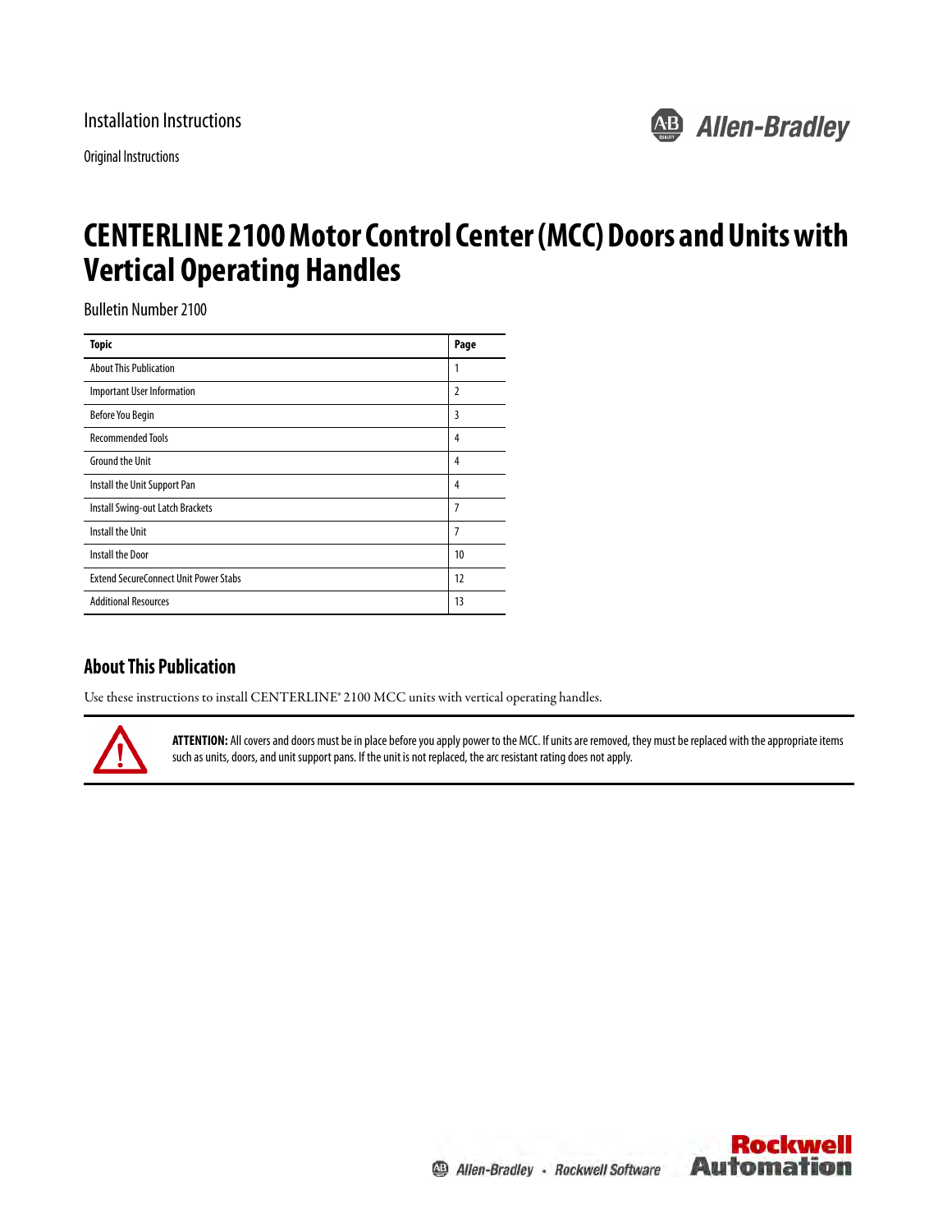Installation Instructions

Original Instructions

# CENTERLINE 2100 Motor Control Center (MCC) Doors and Units with Vertical Operating Handles

Bulletin Number 2100

| Topic | Page |
| --- | --- |
| About This Publication | 1 |
| Important User Information | 2 |
| Before You Begin | 3 |
| Recommended Tools | 4 |
| Ground the Unit | 4 |
| Install the Unit Support Pan | 4 |
| Install Swing-out Latch Brackets | 7 |
| Install the Unit | 7 |
| Install the Door | 10 |
| Extend SecureConnect Unit Power Stabs | 12 |
| Additional Resources | 13 |

## About This Publication

Use these instructions to install CENTERLINE® 2100 MCC units with vertical operating handles.

**ATTENTION:** All covers and doors must be in place before you apply power to the MCC. If units are removed, they must be replaced with the appropriate items such as units, doors, and unit support pans. If the unit is not replaced, the arc resistant rating does not apply.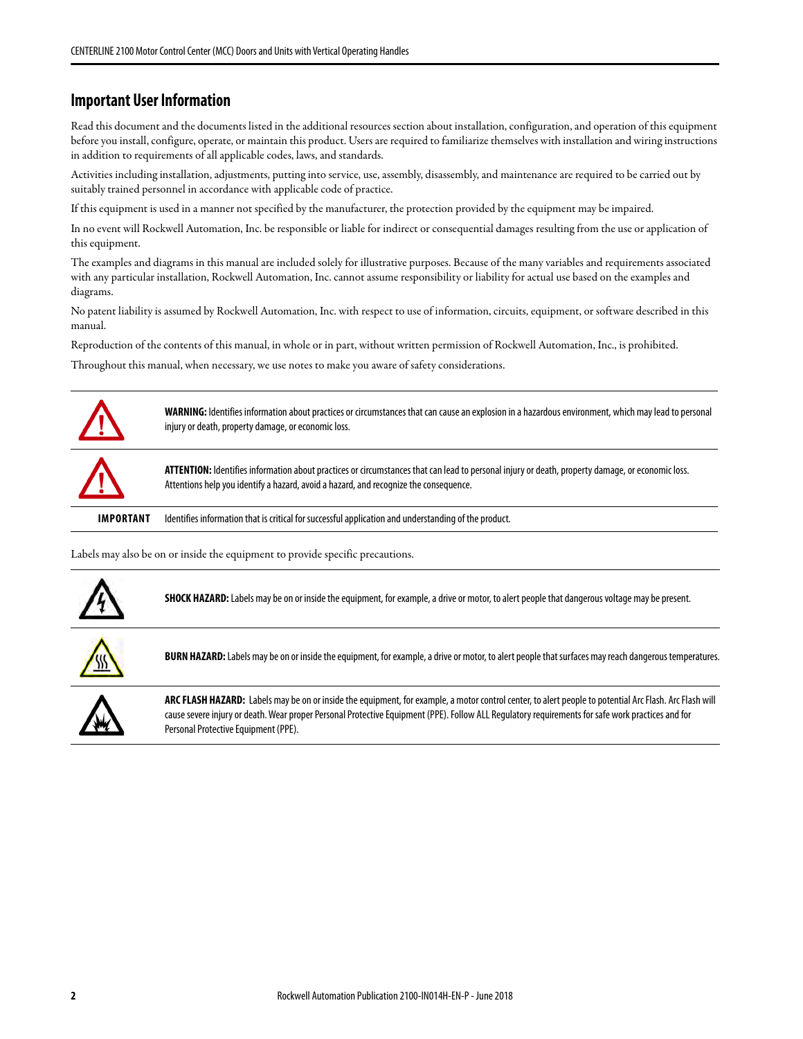## Important User Information

Read this document and the documents listed in the additional resources section about installation, configuration, and operation of this equipment before you install, configure, operate, or maintain this product. Users are required to familiarize themselves with installation and wiring instructions in addition to requirements of all applicable codes, laws, and standards.

Activities including installation, adjustments, putting into service, use, assembly, disassembly, and maintenance are required to be carried out by suitably trained personnel in accordance with applicable code of practice.

If this equipment is used in a manner not specified by the manufacturer, the protection provided by the equipment may be impaired.

In no event will Rockwell Automation, Inc. be responsible or liable for indirect or consequential damages resulting from the use or application of this equipment.

The examples and diagrams in this manual are included solely for illustrative purposes. Because of the many variables and requirements associated with any particular installation, Rockwell Automation, Inc. cannot assume responsibility or liability for actual use based on the examples and diagrams.

No patent liability is assumed by Rockwell Automation, Inc. with respect to use of information, circuits, equipment, or software described in this manual.

Reproduction of the contents of this manual, in whole or in part, without written permission of Rockwell Automation, Inc., is prohibited.

Throughout this manual, when necessary, we use notes to make you aware of safety considerations.

**WARNING:** Identifies information about practices or circumstances that can cause an explosion in a hazardous environment, which may lead to personal injury or death, property damage, or economic loss.

**ATTENTION:** Identifies information about practices or circumstances that can lead to personal injury or death, property damage, or economic loss. Attentions help you identify a hazard, avoid a hazard, and recognize the consequence.

**IMPORTANT** Identifies information that is critical for successful application and understanding of the product.

Labels may also be on or inside the equipment to provide specific precautions.

**SHOCK HAZARD:** Labels may be on or inside the equipment, for example, a drive or motor, to alert people that dangerous voltage may be present.

**BURN HAZARD:** Labels may be on or inside the equipment, for example, a drive or motor, to alert people that surfaces may reach dangerous temperatures.

**ARC FLASH HAZARD:** Labels may be on or inside the equipment, for example, a motor control center, to alert people to potential Arc Flash. Arc Flash will cause severe injury or death. Wear proper Personal Protective Equipment (PPE). Follow ALL Regulatory requirements for safe work practices and for Personal Protective Equipment (PPE).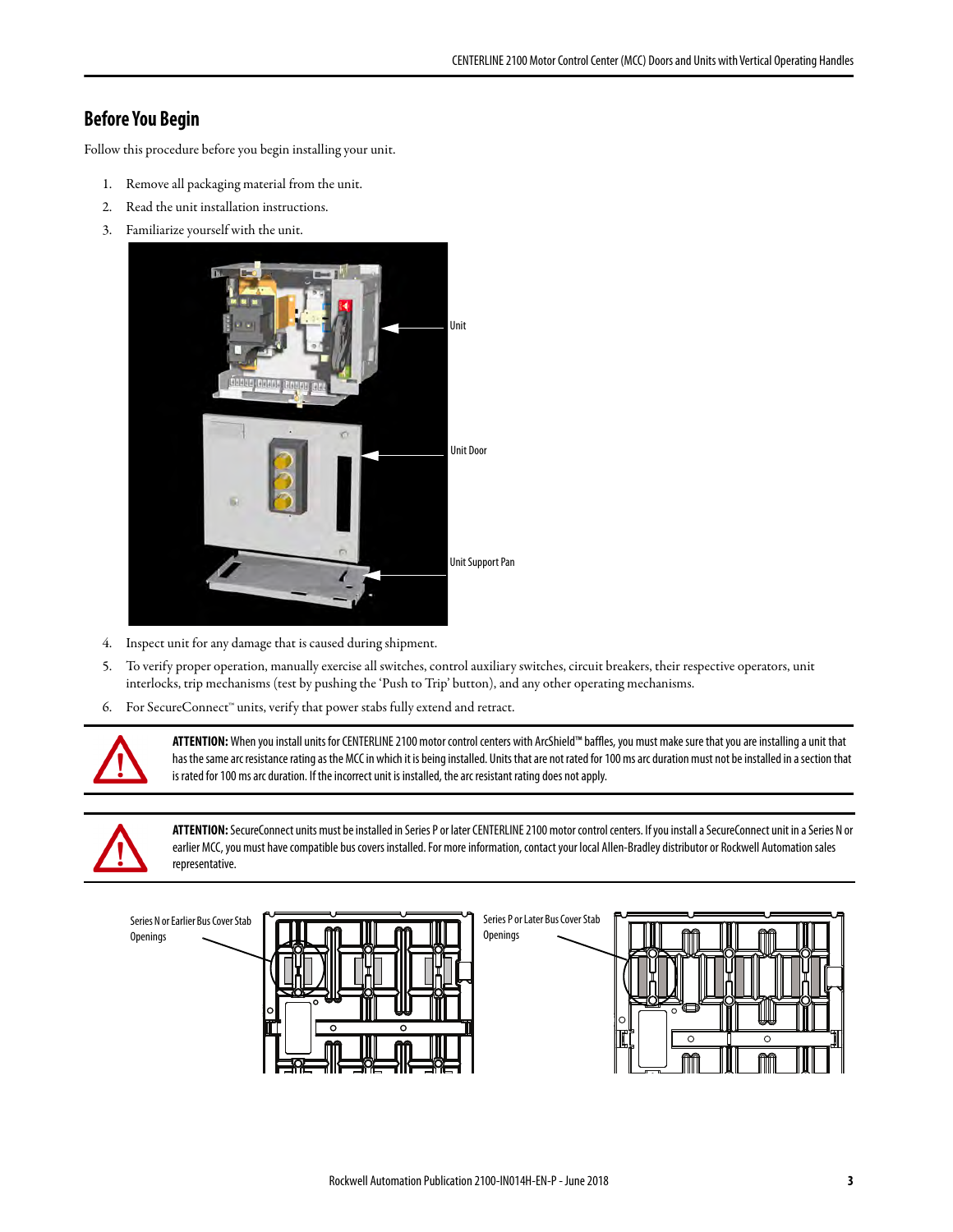## Before You Begin

Follow this procedure before you begin installing your unit.

1. Remove all packaging material from the unit.
2. Read the unit installation instructions.
3. Familiarize yourself with the unit.

Unit

Unit Door

Unit Support Pan

4. Inspect unit for any damage that is caused during shipment.
5. To verify proper operation, manually exercise all switches, control auxiliary switches, circuit breakers, their respective operators, unit interlocks, trip mechanisms (test by pushing the 'Push to Trip' button), and any other operating mechanisms.
6. For SecureConnect™ units, verify that power stabs fully extend and retract.

**ATTENTION:** When you install units for CENTERLINE 2100 motor control centers with ArcShield™ baffles, you must make sure that you are installing a unit that has the same arc resistance rating as the MCC in which it is being installed. Units that are not rated for 100 ms arc duration must not be installed in a section that is rated for 100 ms arc duration. If the incorrect unit is installed, the arc resistant rating does not apply.

**ATTENTION:** SecureConnect units must be installed in Series P or later CENTERLINE 2100 motor control centers. If you install a SecureConnect unit in a Series N or earlier MCC, you must have compatible bus covers installed. For more information, contact your local Allen-Bradley distributor or Rockwell Automation sales representative.

Series N or Earlier Bus Cover Stab Openings

Series P or Later Bus Cover Stab Openings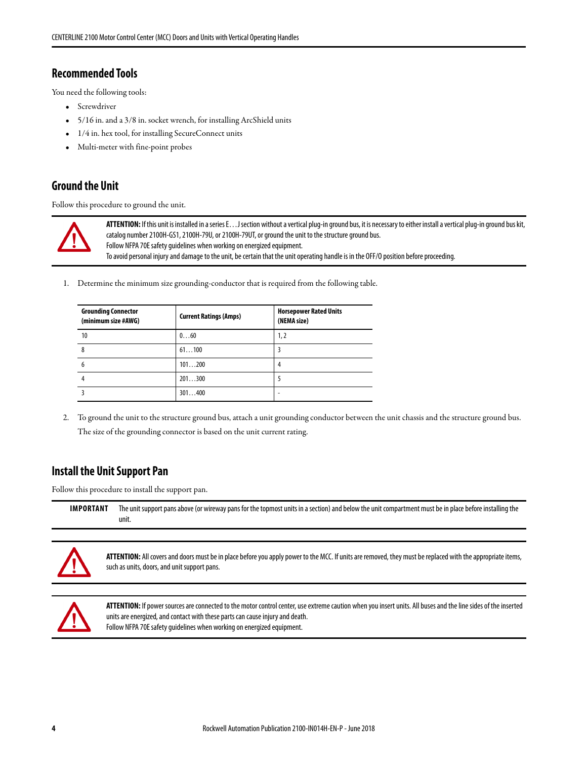## Recommended Tools

You need the following tools:

- Screwdriver
- 5/16 in. and a 3/8 in. socket wrench, for installing ArcShield units
- 1/4 in. hex tool, for installing SecureConnect units
- Multi-meter with fine-point probes

## Ground the Unit

Follow this procedure to ground the unit.

**ATTENTION:** If this unit is installed in a series E…J section without a vertical plug-in ground bus, it is necessary to either install a vertical plug-in ground bus kit, catalog number 2100H-GS1, 2100H-79U, or 2100H-79UT, or ground the unit to the structure ground bus.
Follow NFPA 70E safety guidelines when working on energized equipment.
To avoid personal injury and damage to the unit, be certain that the unit operating handle is in the OFF/O position before proceeding.

1. Determine the minimum size grounding-conductor that is required from the following table.

| Grounding Connector (minimum size #AWG) | Current Ratings (Amps) | Horsepower Rated Units (NEMA size) |
|---|---|---|
| 10 | 0…60 | 1, 2 |
| 8 | 61…100 | 3 |
| 6 | 101…200 | 4 |
| 4 | 201…300 | 5 |
| 3 | 301…400 | - |

2. To ground the unit to the structure ground bus, attach a unit grounding conductor between the unit chassis and the structure ground bus.
   The size of the grounding connector is based on the unit current rating.

## Install the Unit Support Pan

Follow this procedure to install the support pan.

**IMPORTANT** The unit support pans above (or wireway pans for the topmost units in a section) and below the unit compartment must be in place before installing the unit.

**ATTENTION:** All covers and doors must be in place before you apply power to the MCC. If units are removed, they must be replaced with the appropriate items, such as units, doors, and unit support pans.

**ATTENTION:** If power sources are connected to the motor control center, use extreme caution when you insert units. All buses and the line sides of the inserted units are energized, and contact with these parts can cause injury and death.
Follow NFPA 70E safety guidelines when working on energized equipment.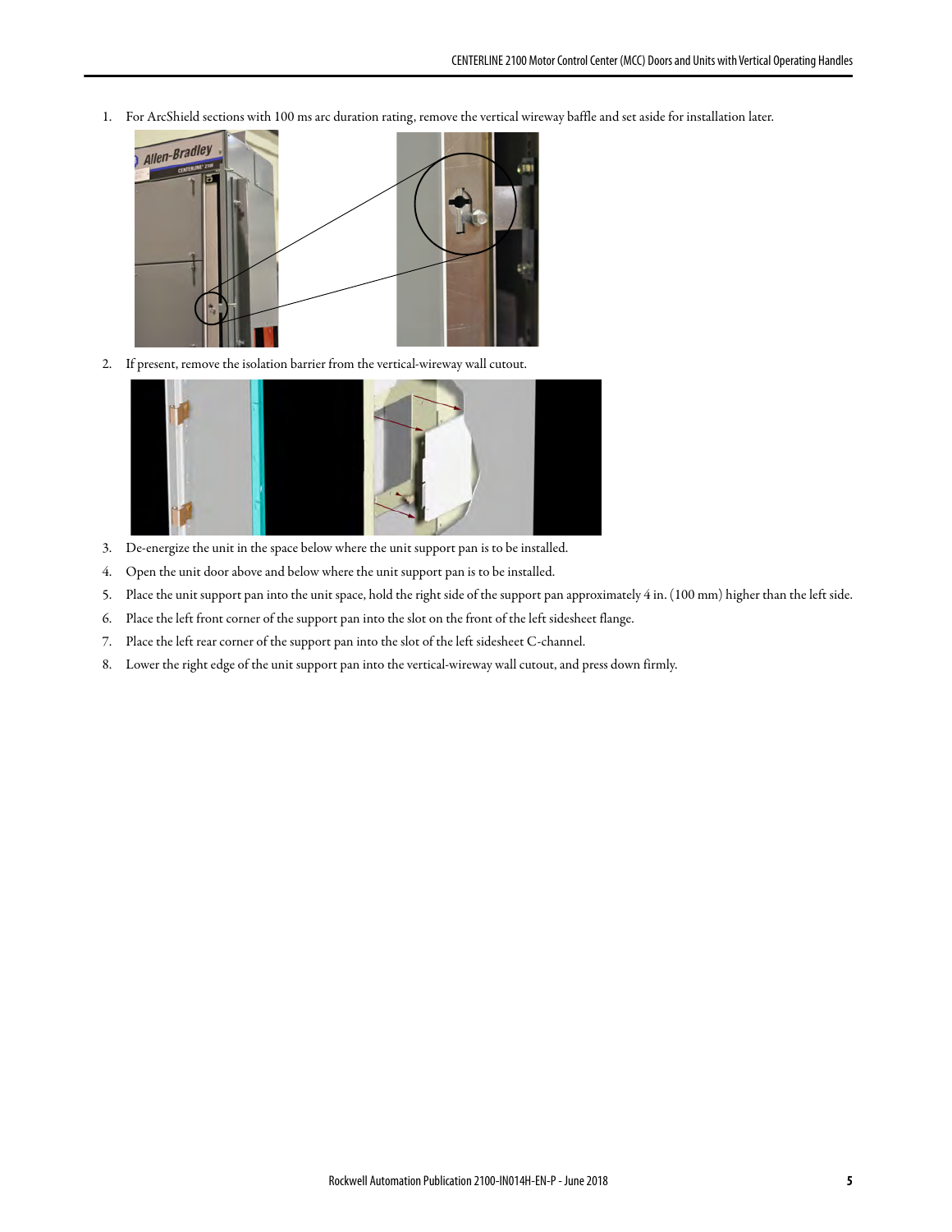1. For ArcShield sections with 100 ms arc duration rating, remove the vertical wireway baffle and set aside for installation later.

2. If present, remove the isolation barrier from the vertical-wireway wall cutout.

3. De-energize the unit in the space below where the unit support pan is to be installed.
4. Open the unit door above and below where the unit support pan is to be installed.
5. Place the unit support pan into the unit space, hold the right side of the support pan approximately 4 in. (100 mm) higher than the left side.
6. Place the left front corner of the support pan into the slot on the front of the left sidesheet flange.
7. Place the left rear corner of the support pan into the slot of the left sidesheet C-channel.
8. Lower the right edge of the unit support pan into the vertical-wireway wall cutout, and press down firmly.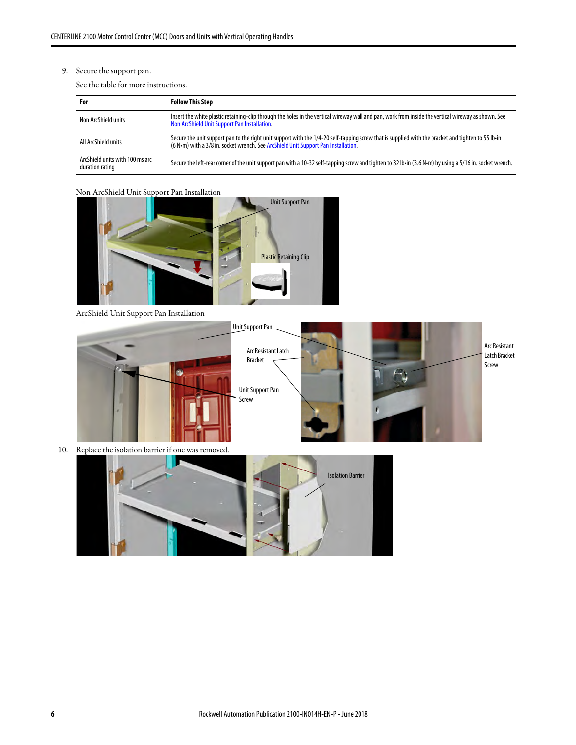9. Secure the support pan.

   See the table for more instructions.

| For | Follow This Step |
| --- | --- |
| Non ArcShield units | Insert the white plastic retaining-clip through the holes in the vertical wireway wall and pan, work from inside the vertical wireway as shown. See Non ArcShield Unit Support Pan Installation. |
| All ArcShield units | Secure the unit support pan to the right unit support with the 1/4-20 self-tapping screw that is supplied with the bracket and tighten to 55 lb•in (6 N•m) with a 3/8 in. socket wrench. See ArcShield Unit Support Pan Installation. |
| ArcShield units with 100 ms arc duration rating | Secure the left-rear corner of the unit support pan with a 10-32 self-tapping screw and tighten to 32 lb•in (3.6 N•m) by using a 5/16 in. socket wrench. |

Non ArcShield Unit Support Pan Installation

ArcShield Unit Support Pan Installation

10. Replace the isolation barrier if one was removed.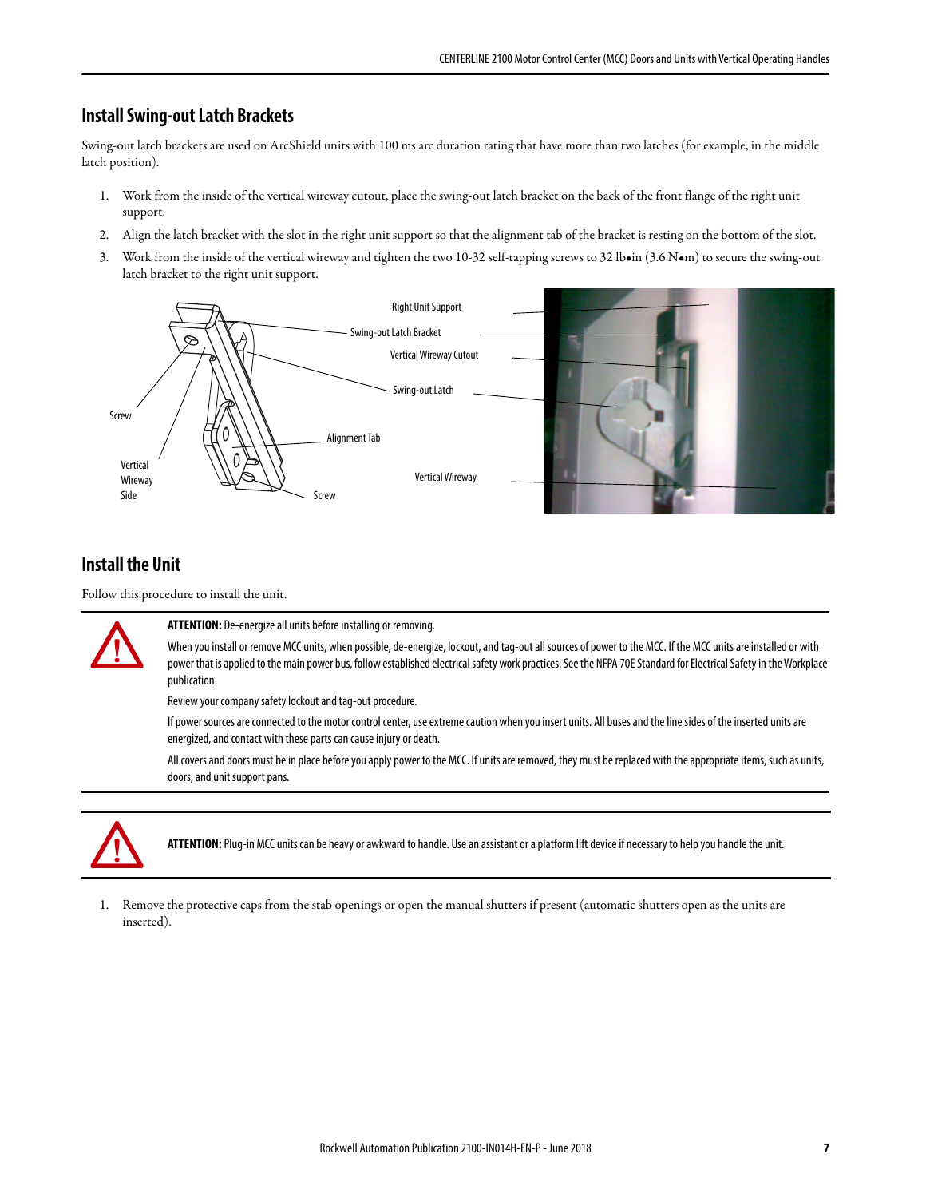## Install Swing-out Latch Brackets

Swing-out latch brackets are used on ArcShield units with 100 ms arc duration rating that have more than two latches (for example, in the middle latch position).

1. Work from the inside of the vertical wireway cutout, place the swing-out latch bracket on the back of the front flange of the right unit support.
2. Align the latch bracket with the slot in the right unit support so that the alignment tab of the bracket is resting on the bottom of the slot.
3. Work from the inside of the vertical wireway and tighten the two 10-32 self-tapping screws to 32 lb•in (3.6 N•m) to secure the swing-out latch bracket to the right unit support.

Right Unit Support
Swing-out Latch Bracket
Vertical Wireway Cutout
Swing-out Latch
Screw
Alignment Tab
Vertical Wireway Side
Screw
Vertical Wireway

## Install the Unit

Follow this procedure to install the unit.

**ATTENTION:** De-energize all units before installing or removing.

When you install or remove MCC units, when possible, de-energize, lockout, and tag-out all sources of power to the MCC. If the MCC units are installed or with power that is applied to the main power bus, follow established electrical safety work practices. See the NFPA 70E Standard for Electrical Safety in the Workplace publication.

Review your company safety lockout and tag-out procedure.

If power sources are connected to the motor control center, use extreme caution when you insert units. All buses and the line sides of the inserted units are energized, and contact with these parts can cause injury or death.

All covers and doors must be in place before you apply power to the MCC. If units are removed, they must be replaced with the appropriate items, such as units, doors, and unit support pans.

**ATTENTION:** Plug-in MCC units can be heavy or awkward to handle. Use an assistant or a platform lift device if necessary to help you handle the unit.

1. Remove the protective caps from the stab openings or open the manual shutters if present (automatic shutters open as the units are inserted).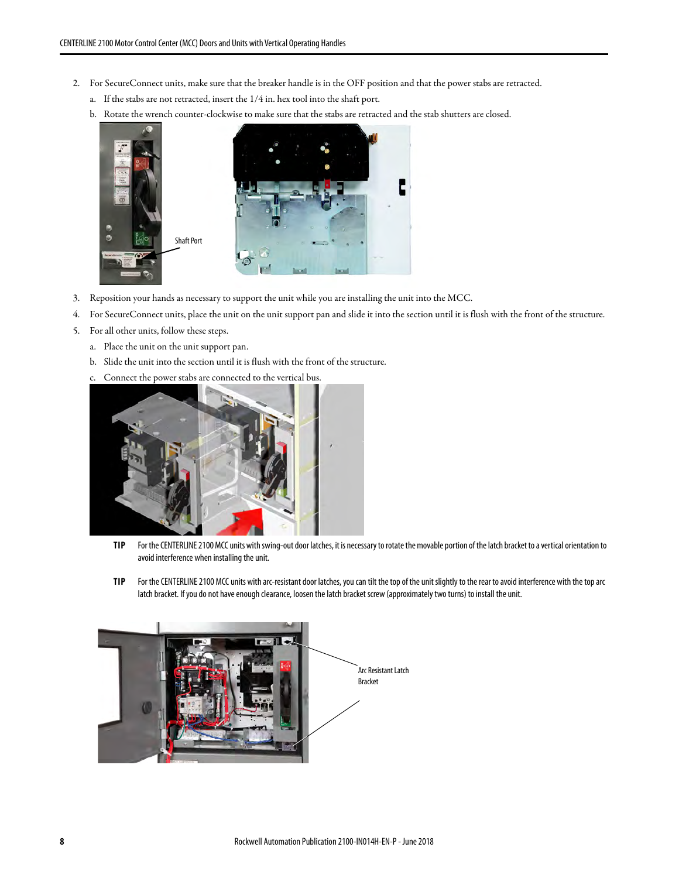2. For SecureConnect units, make sure that the breaker handle is in the OFF position and that the power stabs are retracted.
   a. If the stabs are not retracted, insert the 1/4 in. hex tool into the shaft port.
   b. Rotate the wrench counter-clockwise to make sure that the stabs are retracted and the stab shutters are closed.

Shaft Port

3. Reposition your hands as necessary to support the unit while you are installing the unit into the MCC.
4. For SecureConnect units, place the unit on the unit support pan and slide it into the section until it is flush with the front of the structure.
5. For all other units, follow these steps.
   a. Place the unit on the unit support pan.
   b. Slide the unit into the section until it is flush with the front of the structure.
   c. Connect the power stabs are connected to the vertical bus.

**TIP** For the CENTERLINE 2100 MCC units with swing-out door latches, it is necessary to rotate the movable portion of the latch bracket to a vertical orientation to avoid interference when installing the unit.

**TIP** For the CENTERLINE 2100 MCC units with arc-resistant door latches, you can tilt the top of the unit slightly to the rear to avoid interference with the top arc latch bracket. If you do not have enough clearance, loosen the latch bracket screw (approximately two turns) to install the unit.

Arc Resistant Latch Bracket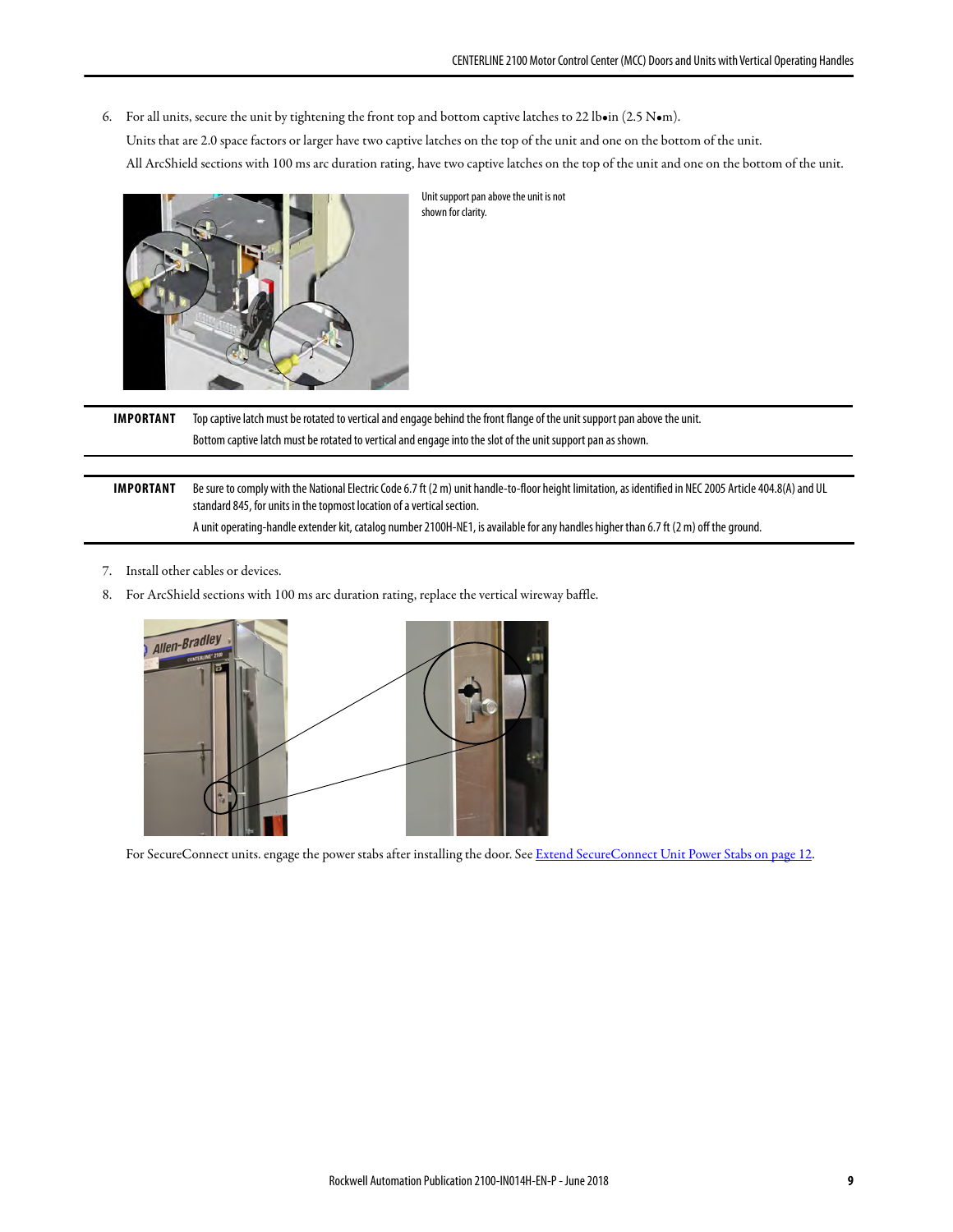6. For all units, secure the unit by tightening the front top and bottom captive latches to 22 lb•in (2.5 N•m).

   Units that are 2.0 space factors or larger have two captive latches on the top of the unit and one on the bottom of the unit.

   All ArcShield sections with 100 ms arc duration rating, have two captive latches on the top of the unit and one on the bottom of the unit.

   Unit support pan above the unit is not shown for clarity.

| IMPORTANT | Top captive latch must be rotated to vertical and engage behind the front flange of the unit support pan above the unit. Bottom captive latch must be rotated to vertical and engage into the slot of the unit support pan as shown. |
|---|---|

| IMPORTANT | Be sure to comply with the National Electric Code 6.7 ft (2 m) unit handle-to-floor height limitation, as identified in NEC 2005 Article 404.8(A) and UL standard 845, for units in the topmost location of a vertical section. A unit operating-handle extender kit, catalog number 2100H-NE1, is available for any handles higher than 6.7 ft (2 m) off the ground. |
|---|---|

7. Install other cables or devices.
8. For ArcShield sections with 100 ms arc duration rating, replace the vertical wireway baffle.

   For SecureConnect units. engage the power stabs after installing the door. See Extend SecureConnect Unit Power Stabs on page 12.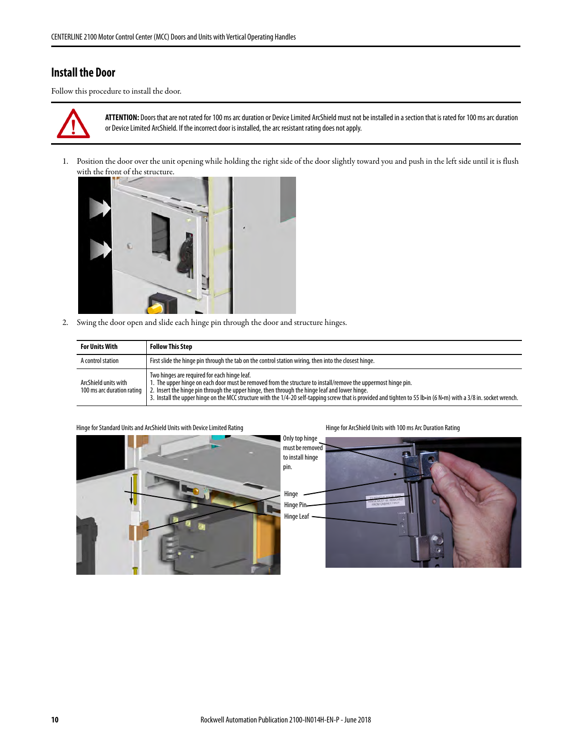## Install the Door

Follow this procedure to install the door.

**ATTENTION:** Doors that are not rated for 100 ms arc duration or Device Limited ArcShield must not be installed in a section that is rated for 100 ms arc duration or Device Limited ArcShield. If the incorrect door is installed, the arc resistant rating does not apply.

1. Position the door over the unit opening while holding the right side of the door slightly toward you and push in the left side until it is flush with the front of the structure.

2. Swing the door open and slide each hinge pin through the door and structure hinges.

| For Units With | Follow This Step |
|---|---|
| A control station | First slide the hinge pin through the tab on the control station wiring, then into the closest hinge. |
| ArcShield units with 100 ms arc duration rating | Two hinges are required for each hinge leaf.<br>1. The upper hinge on each door must be removed from the structure to install/remove the uppermost hinge pin.<br>2. Insert the hinge pin through the upper hinge, then through the hinge leaf and lower hinge.<br>3. Install the upper hinge on the MCC structure with the 1/4-20 self-tapping screw that is provided and tighten to 55 lb•in (6 N•m) with a 3/8 in. socket wrench. |

Hinge for Standard Units and ArcShield Units with Device Limited Rating

Hinge for ArcShield Units with 100 ms Arc Duration Rating

Only top hinge must be removed to install hinge pin.

Hinge

Hinge Pin

Hinge Leaf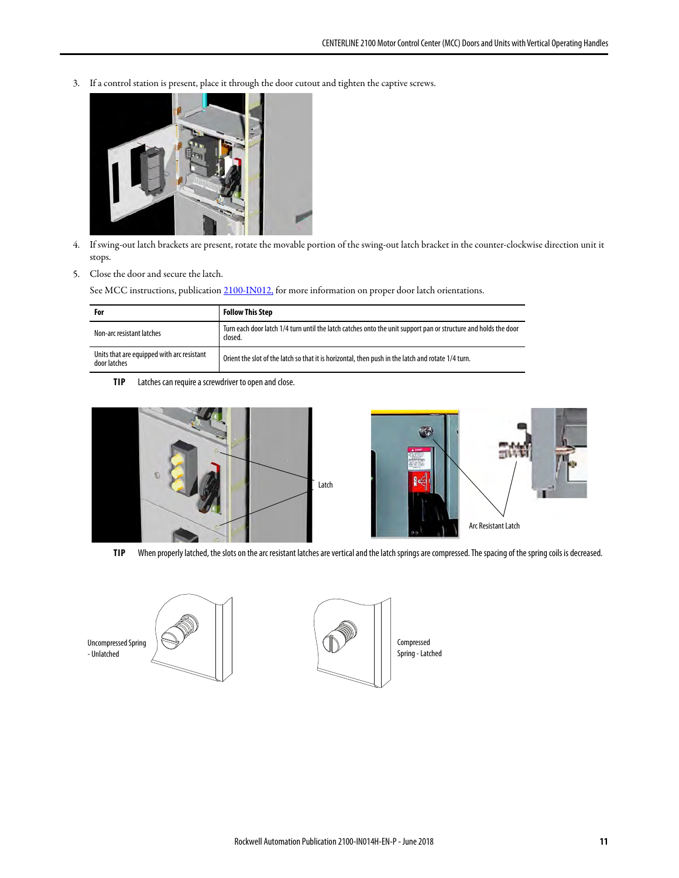3. If a control station is present, place it through the door cutout and tighten the captive screws.

4. If swing-out latch brackets are present, rotate the movable portion of the swing-out latch bracket in the counter-clockwise direction unit it stops.

5. Close the door and secure the latch.

   See MCC instructions, publication 2100-IN012, for more information on proper door latch orientations.

| For | Follow This Step |
|---|---|
| Non-arc resistant latches | Turn each door latch 1/4 turn until the latch catches onto the unit support pan or structure and holds the door closed. |
| Units that are equipped with arc resistant door latches | Orient the slot of the latch so that it is horizontal, then push in the latch and rotate 1/4 turn. |

**TIP** Latches can require a screwdriver to open and close.

Latch

Arc Resistant Latch

**TIP** When properly latched, the slots on the arc resistant latches are vertical and the latch springs are compressed. The spacing of the spring coils is decreased.

Uncompressed Spring - Unlatched

Compressed Spring - Latched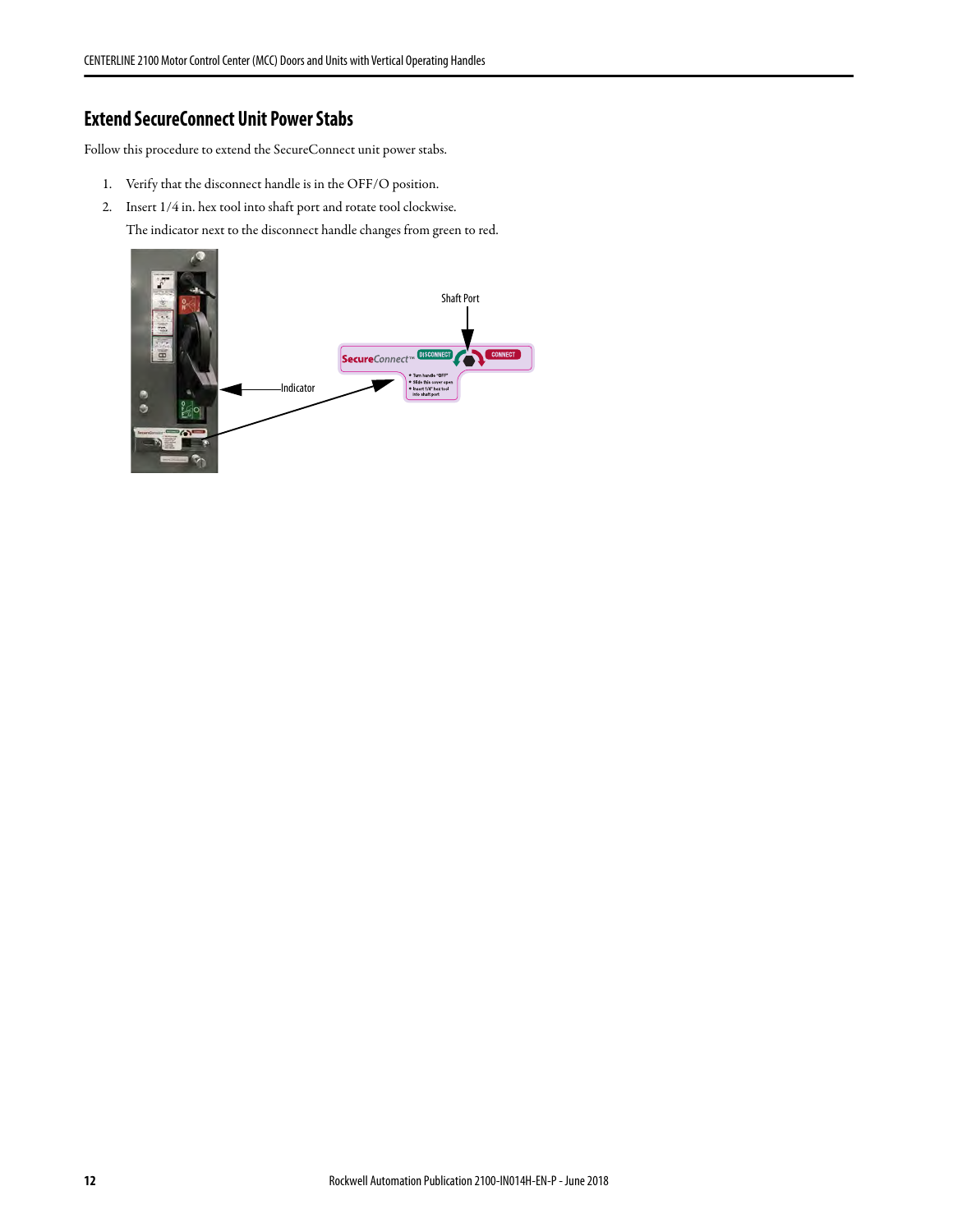## Extend SecureConnect Unit Power Stabs

Follow this procedure to extend the SecureConnect unit power stabs.

1. Verify that the disconnect handle is in the OFF/O position.
2. Insert 1/4 in. hex tool into shaft port and rotate tool clockwise.

   The indicator next to the disconnect handle changes from green to red.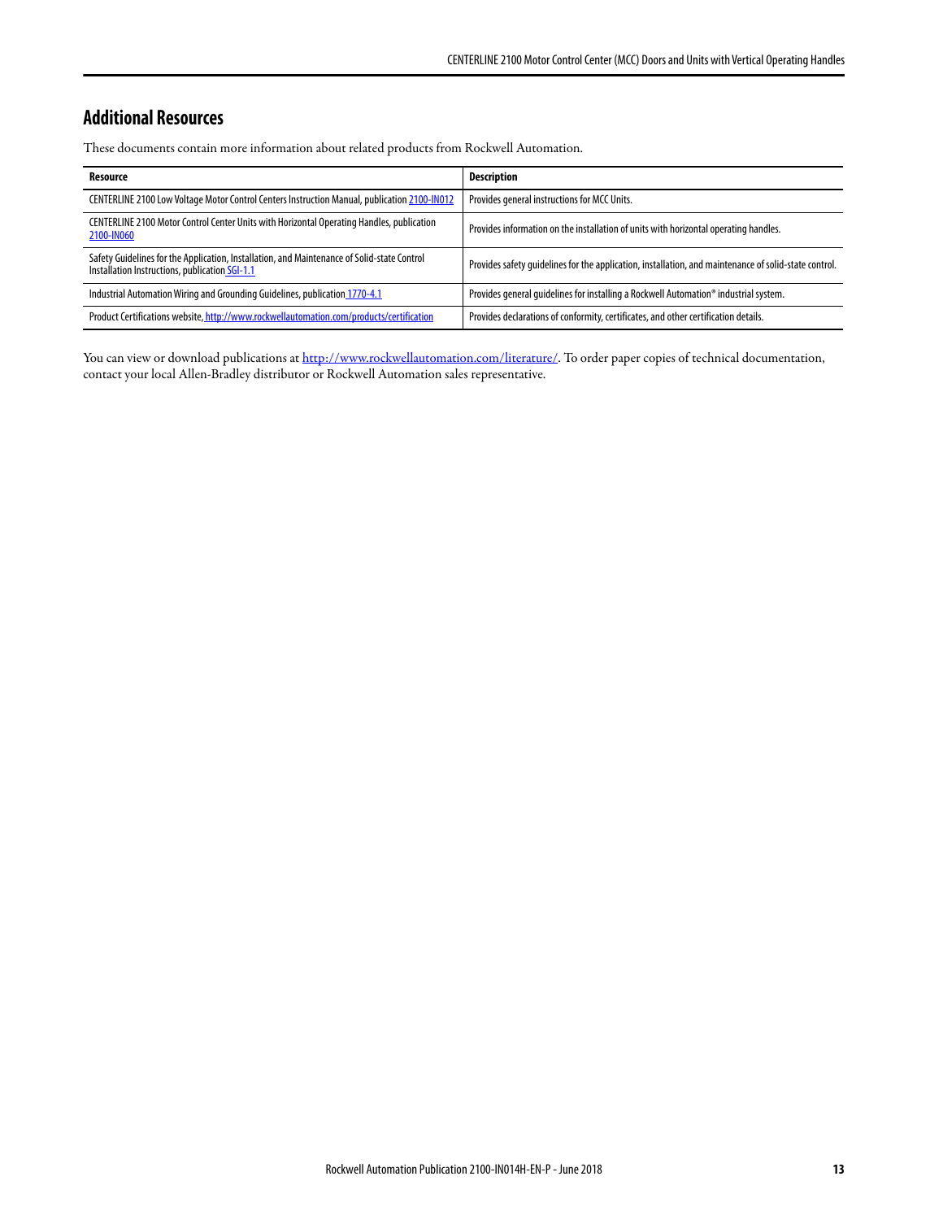## Additional Resources

These documents contain more information about related products from Rockwell Automation.

| Resource | Description |
|---|---|
| CENTERLINE 2100 Low Voltage Motor Control Centers Instruction Manual, publication 2100-IN012 | Provides general instructions for MCC Units. |
| CENTERLINE 2100 Motor Control Center Units with Horizontal Operating Handles, publication 2100-IN060 | Provides information on the installation of units with horizontal operating handles. |
| Safety Guidelines for the Application, Installation, and Maintenance of Solid-state Control Installation Instructions, publication SGI-1.1 | Provides safety guidelines for the application, installation, and maintenance of solid-state control. |
| Industrial Automation Wiring and Grounding Guidelines, publication 1770-4.1 | Provides general guidelines for installing a Rockwell Automation® industrial system. |
| Product Certifications website, http://www.rockwellautomation.com/products/certification | Provides declarations of conformity, certificates, and other certification details. |

You can view or download publications at http://www.rockwellautomation.com/literature/. To order paper copies of technical documentation, contact your local Allen-Bradley distributor or Rockwell Automation sales representative.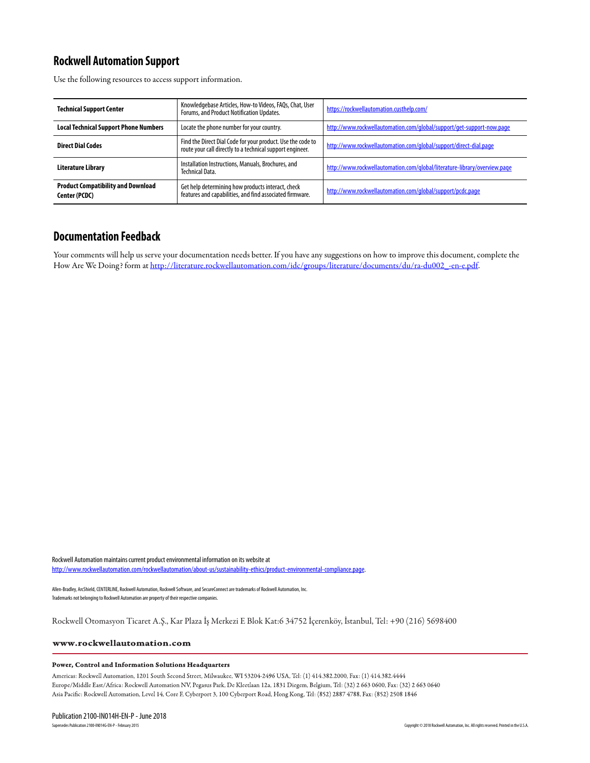## Rockwell Automation Support

Use the following resources to access support information.

| | | |
|---|---|---|
| **Technical Support Center** | Knowledgebase Articles, How-to Videos, FAQs, Chat, User Forums, and Product Notification Updates. | https://rockwellautomation.custhelp.com/ |
| **Local Technical Support Phone Numbers** | Locate the phone number for your country. | http://www.rockwellautomation.com/global/support/get-support-now.page |
| **Direct Dial Codes** | Find the Direct Dial Code for your product. Use the code to route your call directly to a technical support engineer. | http://www.rockwellautomation.com/global/support/direct-dial.page |
| **Literature Library** | Installation Instructions, Manuals, Brochures, and Technical Data. | http://www.rockwellautomation.com/global/literature-library/overview.page |
| **Product Compatibility and Download Center (PCDC)** | Get help determining how products interact, check features and capabilities, and find associated firmware. | http://www.rockwellautomation.com/global/support/pcdc.page |

## Documentation Feedback

Your comments will help us serve your documentation needs better. If you have any suggestions on how to improve this document, complete the How Are We Doing? form at http://literature.rockwellautomation.com/idc/groups/literature/documents/du/ra-du002_-en-e.pdf.

Rockwell Automation maintains current product environmental information on its website at http://www.rockwellautomation.com/rockwellautomation/about-us/sustainability-ethics/product-environmental-compliance.page.

Allen-Bradley, ArcShield, CENTERLINE, Rockwell Automation, Rockwell Software, and SecureConnect are trademarks of Rockwell Automation, Inc.
Trademarks not belonging to Rockwell Automation are property of their respective companies.

Rockwell Otomasyon Ticaret A.Ş., Kar Plaza İş Merkezi E Blok Kat:6 34752 İçerenköy, İstanbul, Tel: +90 (216) 5698400

**www.rockwellautomation.com**

**Power, Control and Information Solutions Headquarters**

Americas: Rockwell Automation, 1201 South Second Street, Milwaukee, WI 53204-2496 USA, Tel: (1) 414.382.2000, Fax: (1) 414.382.4444
Europe/Middle East/Africa: Rockwell Automation NV, Pegasus Park, De Kleetlaan 12a, 1831 Diegem, Belgium, Tel: (32) 2 663 0600, Fax: (32) 2 663 0640
Asia Pacific: Rockwell Automation, Level 14, Core F, Cyberport 3, 100 Cyberport Road, Hong Kong, Tel: (852) 2887 4788, Fax: (852) 2508 1846

Publication 2100-IN014H-EN-P - June 2018
Supersedes Publication 2100-IN014G-EN-P - February 2015

Copyright © 2018 Rockwell Automation, Inc. All rights reserved. Printed in the U.S.A.